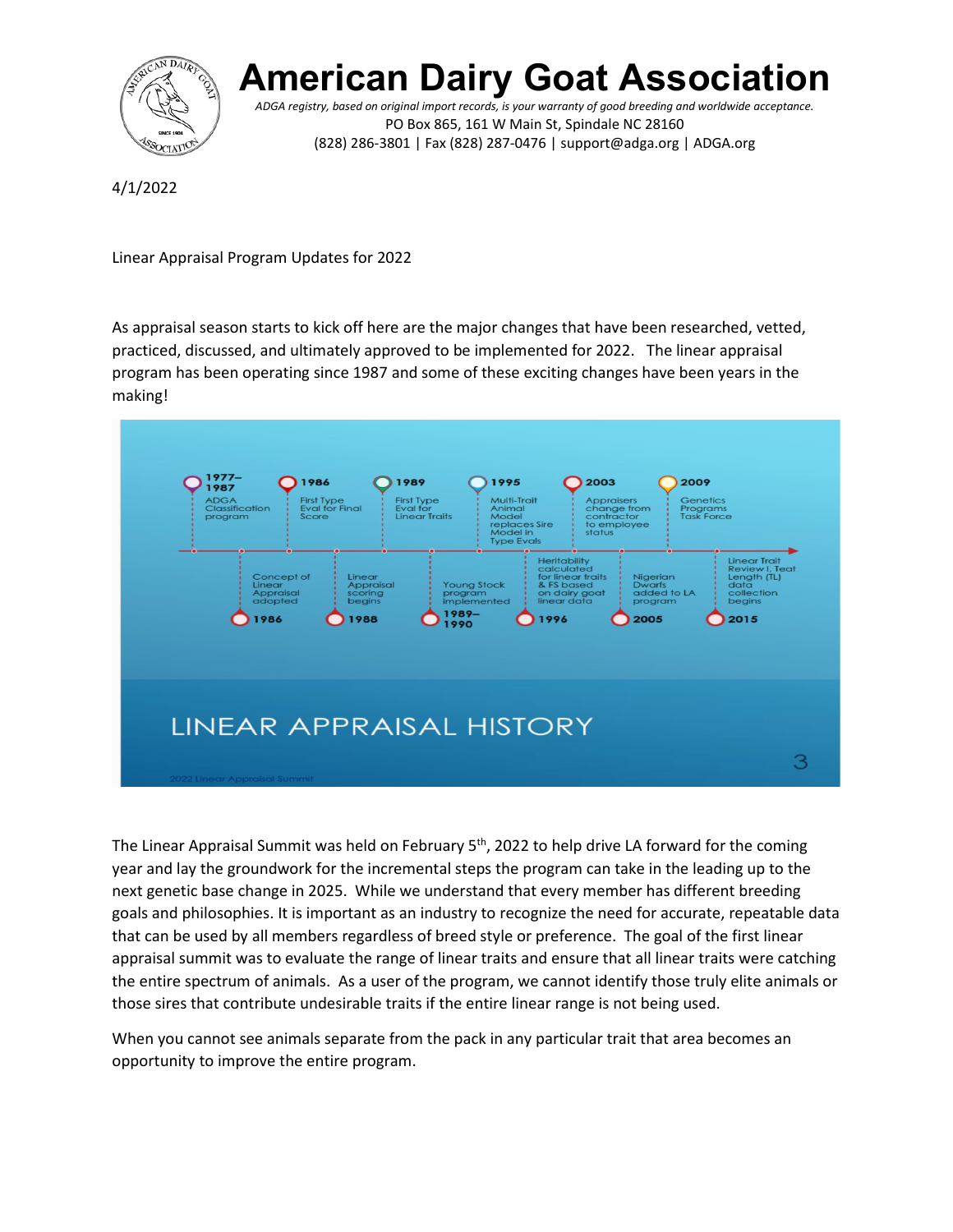# American Dairy Goat Association

*ADGA registry, based on original import records, is your warranty of good breeding and worldwide acceptance.*

PO Box 865, 161 W Main St, Spindale NC 28160

(828) 286-3801 | Fax (828) 287-0476 | support@adga.org | ADGA.org

4/1/2022

Linear Appraisal Program Updates for 2022

As appraisal season starts to kick off here are the major changes that have been researched, vetted, practiced, discussed, and ultimately approved to be implemented for 2022. The linear appraisal program has been operating since 1987 and some of these exciting changes have been years in the making!

**LINEAR APPRAISAL HISTORY**

- 1977–1987: ADGA Classification program
- 1986: Concept of Linear Appraisal adopted
- 1986: First Type Eval for Final Score
- 1988: Linear Appraisal scoring begins
- 1989: First Type Eval for Linear Traits
- 1989–1990: Young Stock program implemented
- 1995: Multi-Trait Animal Model replaces Sire Model in Type Evals
- 1996: Heritability calculated for linear traits & FS based on dairy goat linear data
- 2003: Appraisers change from contractor to employee status
- 2005: Nigerian Dwarfs added to LA program
- 2009: Genetics Programs Task Force
- 2015: Linear Trait Review I, Teat Length (TL) data collection begins

The Linear Appraisal Summit was held on February 5th, 2022 to help drive LA forward for the coming year and lay the groundwork for the incremental steps the program can take in the leading up to the next genetic base change in 2025. While we understand that every member has different breeding goals and philosophies. It is important as an industry to recognize the need for accurate, repeatable data that can be used by all members regardless of breed style or preference. The goal of the first linear appraisal summit was to evaluate the range of linear traits and ensure that all linear traits were catching the entire spectrum of animals. As a user of the program, we cannot identify those truly elite animals or those sires that contribute undesirable traits if the entire linear range is not being used.

When you cannot see animals separate from the pack in any particular trait that area becomes an opportunity to improve the entire program.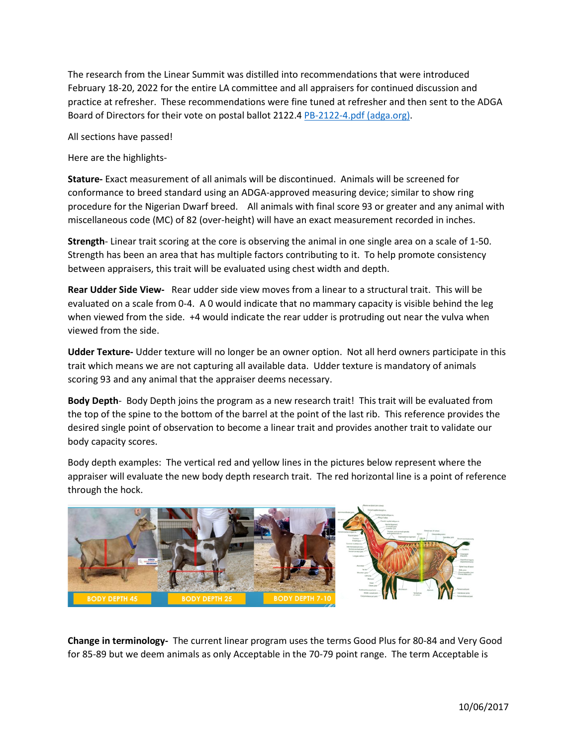The research from the Linear Summit was distilled into recommendations that were introduced February 18-20, 2022 for the entire LA committee and all appraisers for continued discussion and practice at refresher. These recommendations were fine tuned at refresher and then sent to the ADGA Board of Directors for their vote on postal ballot 2122.4 PB-2122-4.pdf (adga.org).

All sections have passed!

Here are the highlights-

**Stature-** Exact measurement of all animals will be discontinued. Animals will be screened for conformance to breed standard using an ADGA-approved measuring device; similar to show ring procedure for the Nigerian Dwarf breed. All animals with final score 93 or greater and any animal with miscellaneous code (MC) of 82 (over-height) will have an exact measurement recorded in inches.

**Strength**- Linear trait scoring at the core is observing the animal in one single area on a scale of 1-50. Strength has been an area that has multiple factors contributing to it. To help promote consistency between appraisers, this trait will be evaluated using chest width and depth.

**Rear Udder Side View-** Rear udder side view moves from a linear to a structural trait. This will be evaluated on a scale from 0-4. A 0 would indicate that no mammary capacity is visible behind the leg when viewed from the side. +4 would indicate the rear udder is protruding out near the vulva when viewed from the side.

**Udder Texture-** Udder texture will no longer be an owner option. Not all herd owners participate in this trait which means we are not capturing all available data. Udder texture is mandatory of animals scoring 93 and any animal that the appraiser deems necessary.

**Body Depth**- Body Depth joins the program as a new research trait! This trait will be evaluated from the top of the spine to the bottom of the barrel at the point of the last rib. This reference provides the desired single point of observation to become a linear trait and provides another trait to validate our body capacity scores.

Body depth examples: The vertical red and yellow lines in the pictures below represent where the appraiser will evaluate the new body depth research trait. The red horizontal line is a point of reference through the hock.

BODY DEPTH 45 BODY DEPTH 25 BODY DEPTH 7-10

**Change in terminology-** The current linear program uses the terms Good Plus for 80-84 and Very Good for 85-89 but we deem animals as only Acceptable in the 70-79 point range. The term Acceptable is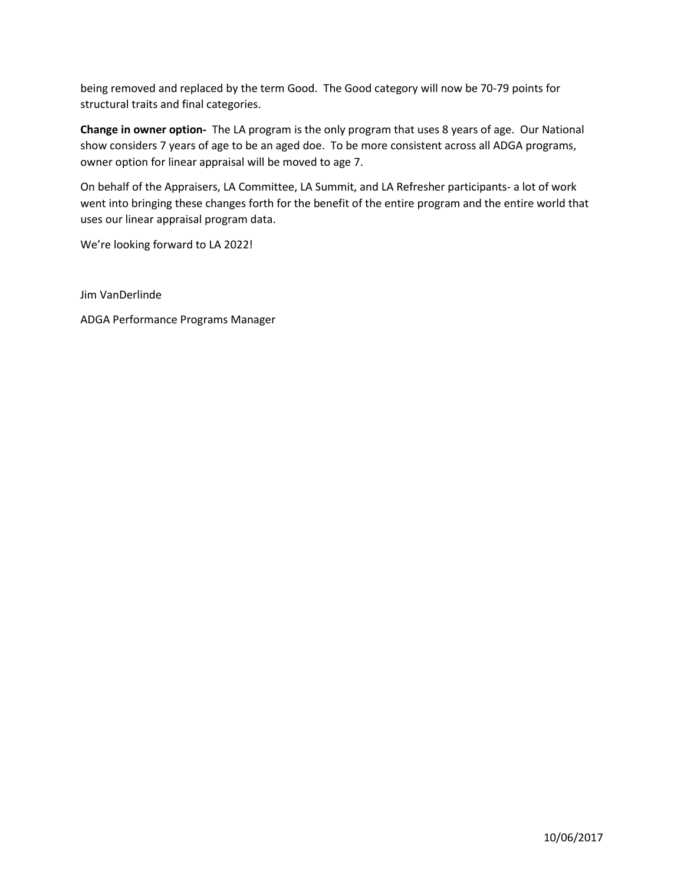being removed and replaced by the term Good. The Good category will now be 70-79 points for structural traits and final categories.

**Change in owner option-** The LA program is the only program that uses 8 years of age. Our National show considers 7 years of age to be an aged doe. To be more consistent across all ADGA programs, owner option for linear appraisal will be moved to age 7.

On behalf of the Appraisers, LA Committee, LA Summit, and LA Refresher participants- a lot of work went into bringing these changes forth for the benefit of the entire program and the entire world that uses our linear appraisal program data.

We're looking forward to LA 2022!

Jim VanDerlinde

ADGA Performance Programs Manager

10/06/2017